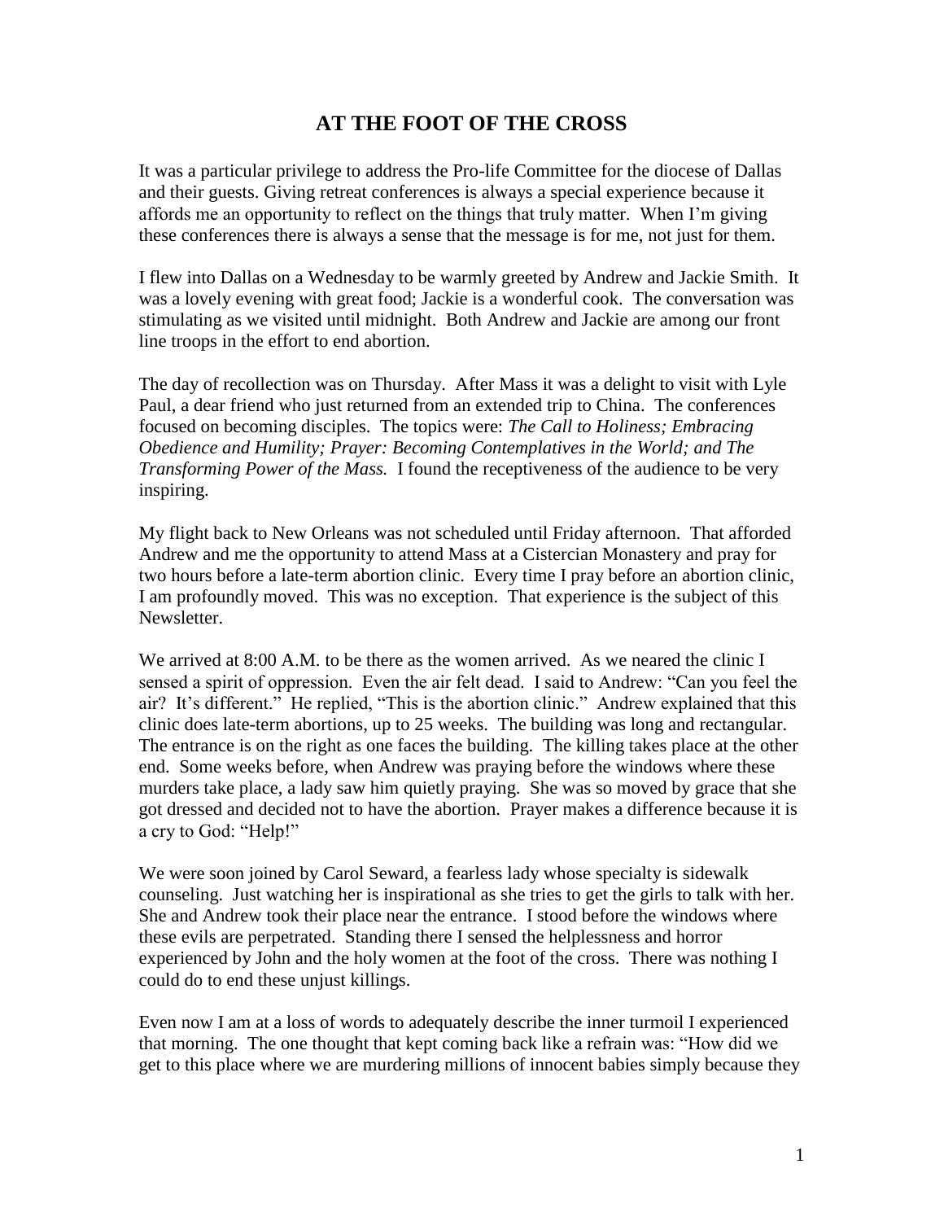# AT THE FOOT OF THE CROSS

It was a particular privilege to address the Pro-life Committee for the diocese of Dallas and their guests. Giving retreat conferences is always a special experience because it affords me an opportunity to reflect on the things that truly matter. When I'm giving these conferences there is always a sense that the message is for me, not just for them.

I flew into Dallas on a Wednesday to be warmly greeted by Andrew and Jackie Smith. It was a lovely evening with great food; Jackie is a wonderful cook. The conversation was stimulating as we visited until midnight. Both Andrew and Jackie are among our front line troops in the effort to end abortion.

The day of recollection was on Thursday. After Mass it was a delight to visit with Lyle Paul, a dear friend who just returned from an extended trip to China. The conferences focused on becoming disciples. The topics were: *The Call to Holiness; Embracing Obedience and Humility; Prayer: Becoming Contemplatives in the World; and The Transforming Power of the Mass.* I found the receptiveness of the audience to be very inspiring.

My flight back to New Orleans was not scheduled until Friday afternoon. That afforded Andrew and me the opportunity to attend Mass at a Cistercian Monastery and pray for two hours before a late-term abortion clinic. Every time I pray before an abortion clinic, I am profoundly moved. This was no exception. That experience is the subject of this Newsletter.

We arrived at 8:00 A.M. to be there as the women arrived. As we neared the clinic I sensed a spirit of oppression. Even the air felt dead. I said to Andrew: "Can you feel the air? It's different." He replied, "This is the abortion clinic." Andrew explained that this clinic does late-term abortions, up to 25 weeks. The building was long and rectangular. The entrance is on the right as one faces the building. The killing takes place at the other end. Some weeks before, when Andrew was praying before the windows where these murders take place, a lady saw him quietly praying. She was so moved by grace that she got dressed and decided not to have the abortion. Prayer makes a difference because it is a cry to God: "Help!"

We were soon joined by Carol Seward, a fearless lady whose specialty is sidewalk counseling. Just watching her is inspirational as she tries to get the girls to talk with her. She and Andrew took their place near the entrance. I stood before the windows where these evils are perpetrated. Standing there I sensed the helplessness and horror experienced by John and the holy women at the foot of the cross. There was nothing I could do to end these unjust killings.

Even now I am at a loss of words to adequately describe the inner turmoil I experienced that morning. The one thought that kept coming back like a refrain was: "How did we get to this place where we are murdering millions of innocent babies simply because they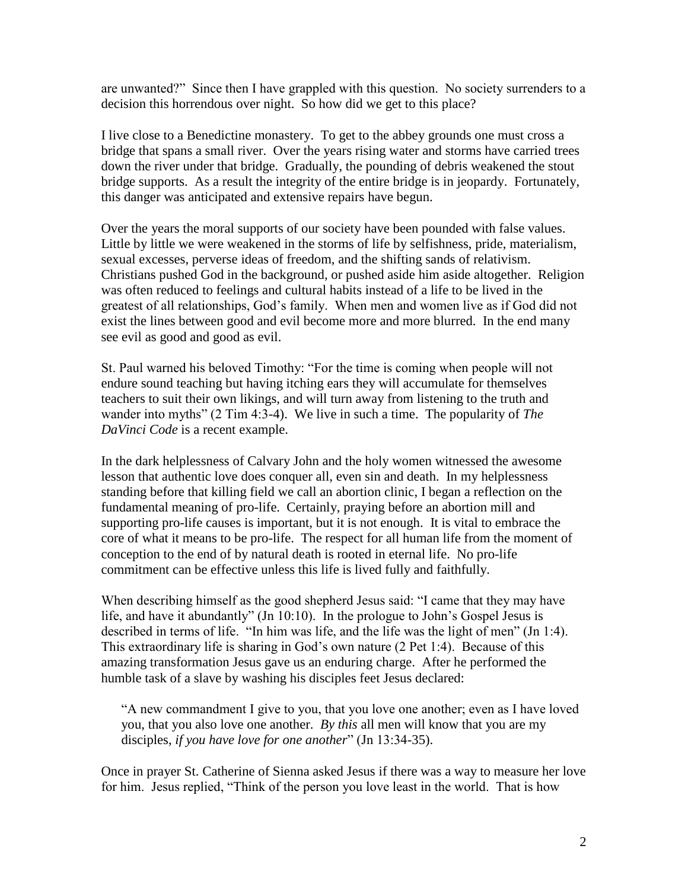are unwanted?" Since then I have grappled with this question. No society surrenders to a decision this horrendous over night. So how did we get to this place?

I live close to a Benedictine monastery. To get to the abbey grounds one must cross a bridge that spans a small river. Over the years rising water and storms have carried trees down the river under that bridge. Gradually, the pounding of debris weakened the stout bridge supports. As a result the integrity of the entire bridge is in jeopardy. Fortunately, this danger was anticipated and extensive repairs have begun.

Over the years the moral supports of our society have been pounded with false values. Little by little we were weakened in the storms of life by selfishness, pride, materialism, sexual excesses, perverse ideas of freedom, and the shifting sands of relativism. Christians pushed God in the background, or pushed aside him aside altogether. Religion was often reduced to feelings and cultural habits instead of a life to be lived in the greatest of all relationships, God's family. When men and women live as if God did not exist the lines between good and evil become more and more blurred. In the end many see evil as good and good as evil.

St. Paul warned his beloved Timothy: "For the time is coming when people will not endure sound teaching but having itching ears they will accumulate for themselves teachers to suit their own likings, and will turn away from listening to the truth and wander into myths" (2 Tim 4:3-4). We live in such a time. The popularity of *The DaVinci Code* is a recent example.

In the dark helplessness of Calvary John and the holy women witnessed the awesome lesson that authentic love does conquer all, even sin and death. In my helplessness standing before that killing field we call an abortion clinic, I began a reflection on the fundamental meaning of pro-life. Certainly, praying before an abortion mill and supporting pro-life causes is important, but it is not enough. It is vital to embrace the core of what it means to be pro-life. The respect for all human life from the moment of conception to the end of by natural death is rooted in eternal life. No pro-life commitment can be effective unless this life is lived fully and faithfully.

When describing himself as the good shepherd Jesus said: "I came that they may have life, and have it abundantly" (Jn 10:10). In the prologue to John's Gospel Jesus is described in terms of life. "In him was life, and the life was the light of men" (Jn 1:4). This extraordinary life is sharing in God's own nature (2 Pet 1:4). Because of this amazing transformation Jesus gave us an enduring charge. After he performed the humble task of a slave by washing his disciples feet Jesus declared:

> "A new commandment I give to you, that you love one another; even as I have loved you, that you also love one another. *By this* all men will know that you are my disciples, *if you have love for one another*" (Jn 13:34-35).

Once in prayer St. Catherine of Sienna asked Jesus if there was a way to measure her love for him. Jesus replied, "Think of the person you love least in the world. That is how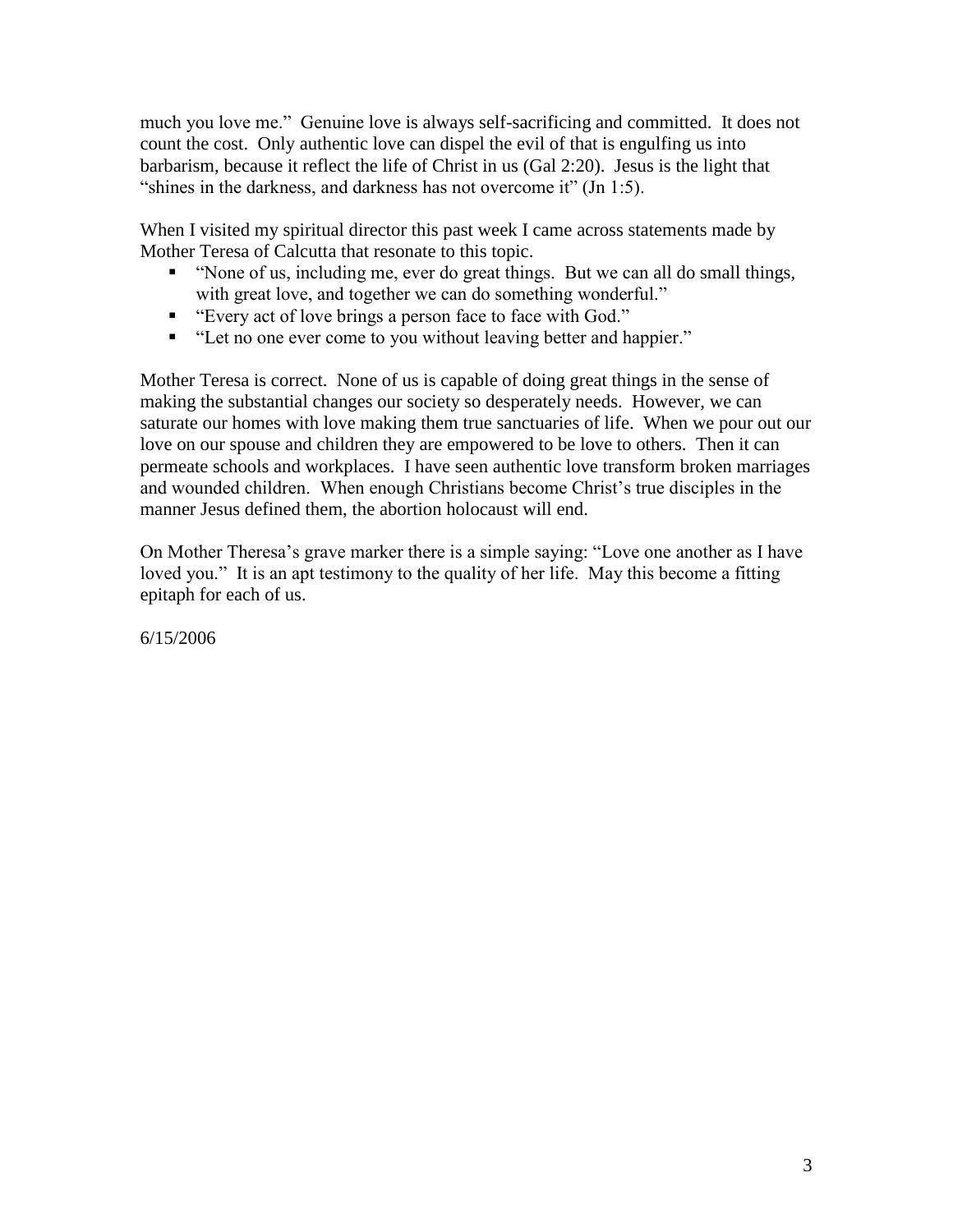much you love me." Genuine love is always self-sacrificing and committed. It does not count the cost. Only authentic love can dispel the evil of that is engulfing us into barbarism, because it reflect the life of Christ in us (Gal 2:20). Jesus is the light that "shines in the darkness, and darkness has not overcome it" (Jn 1:5).

When I visited my spiritual director this past week I came across statements made by Mother Teresa of Calcutta that resonate to this topic.

- "None of us, including me, ever do great things. But we can all do small things, with great love, and together we can do something wonderful."
- "Every act of love brings a person face to face with God."
- "Let no one ever come to you without leaving better and happier."

Mother Teresa is correct. None of us is capable of doing great things in the sense of making the substantial changes our society so desperately needs. However, we can saturate our homes with love making them true sanctuaries of life. When we pour out our love on our spouse and children they are empowered to be love to others. Then it can permeate schools and workplaces. I have seen authentic love transform broken marriages and wounded children. When enough Christians become Christ's true disciples in the manner Jesus defined them, the abortion holocaust will end.

On Mother Theresa's grave marker there is a simple saying: "Love one another as I have loved you." It is an apt testimony to the quality of her life. May this become a fitting epitaph for each of us.

6/15/2006